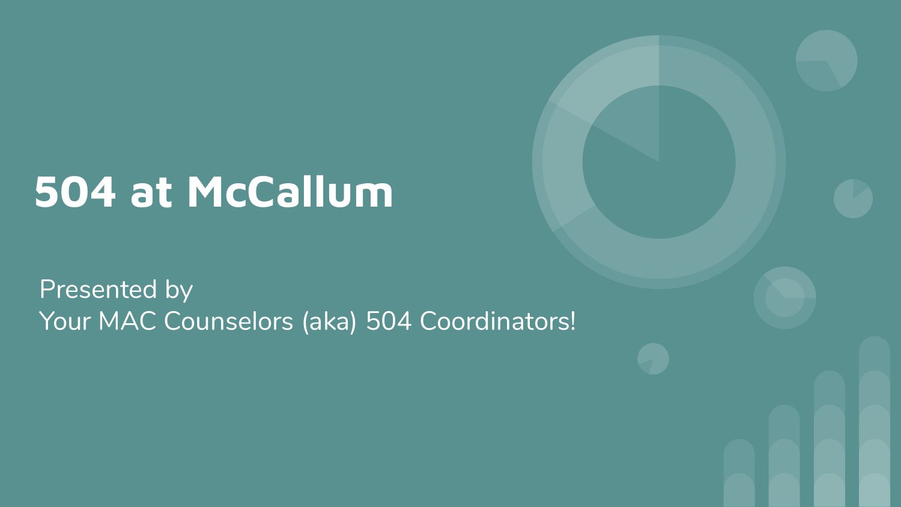# 504 at McCallum

Presented by
Your MAC Counselors (aka) 504 Coordinators!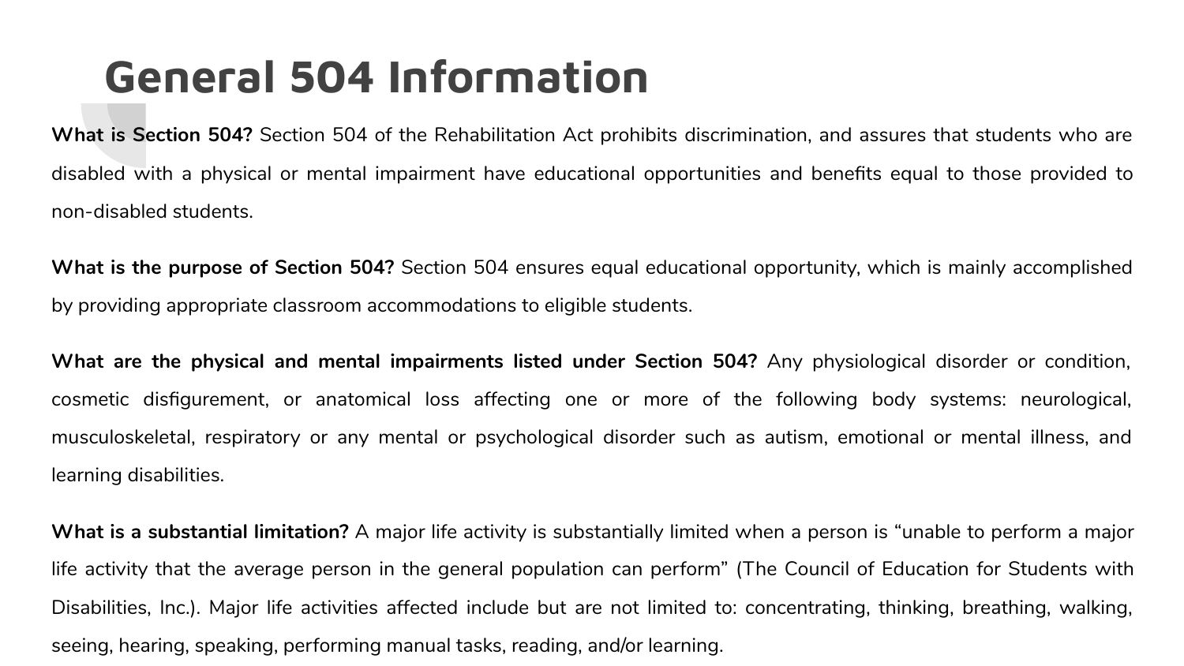# General 504 Information

**What is Section 504?** Section 504 of the Rehabilitation Act prohibits discrimination, and assures that students who are disabled with a physical or mental impairment have educational opportunities and benefits equal to those provided to non-disabled students.

**What is the purpose of Section 504?** Section 504 ensures equal educational opportunity, which is mainly accomplished by providing appropriate classroom accommodations to eligible students.

**What are the physical and mental impairments listed under Section 504?** Any physiological disorder or condition, cosmetic disfigurement, or anatomical loss affecting one or more of the following body systems: neurological, musculoskeletal, respiratory or any mental or psychological disorder such as autism, emotional or mental illness, and learning disabilities.

**What is a substantial limitation?** A major life activity is substantially limited when a person is "unable to perform a major life activity that the average person in the general population can perform" (The Council of Education for Students with Disabilities, Inc.). Major life activities affected include but are not limited to: concentrating, thinking, breathing, walking, seeing, hearing, speaking, performing manual tasks, reading, and/or learning.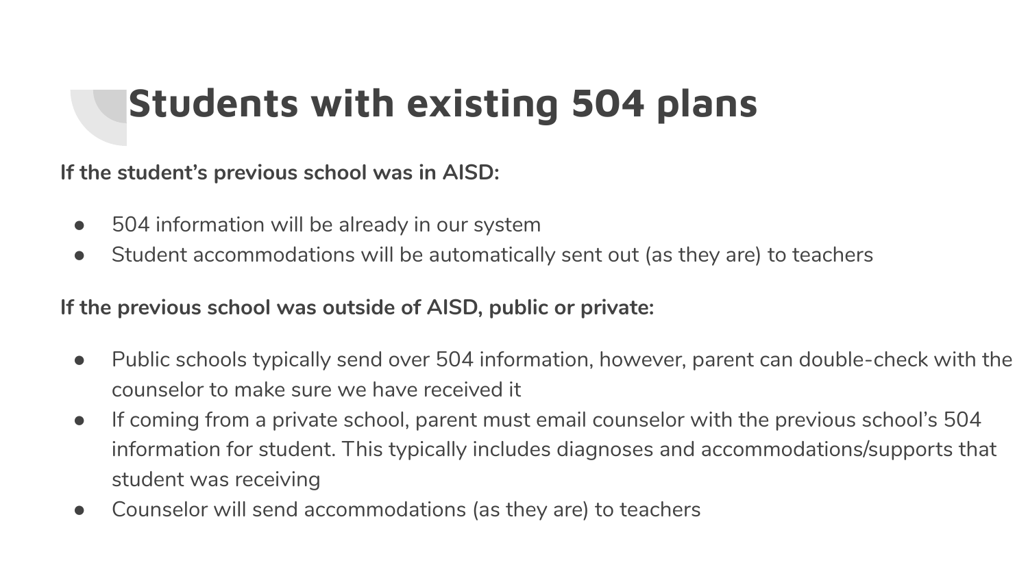# Students with existing 504 plans

**If the student's previous school was in AISD:**

- 504 information will be already in our system
- Student accommodations will be automatically sent out (as they are) to teachers

**If the previous school was outside of AISD, public or private:**

- Public schools typically send over 504 information, however, parent can double-check with the counselor to make sure we have received it
- If coming from a private school, parent must email counselor with the previous school's 504 information for student. This typically includes diagnoses and accommodations/supports that student was receiving
- Counselor will send accommodations (as they are) to teachers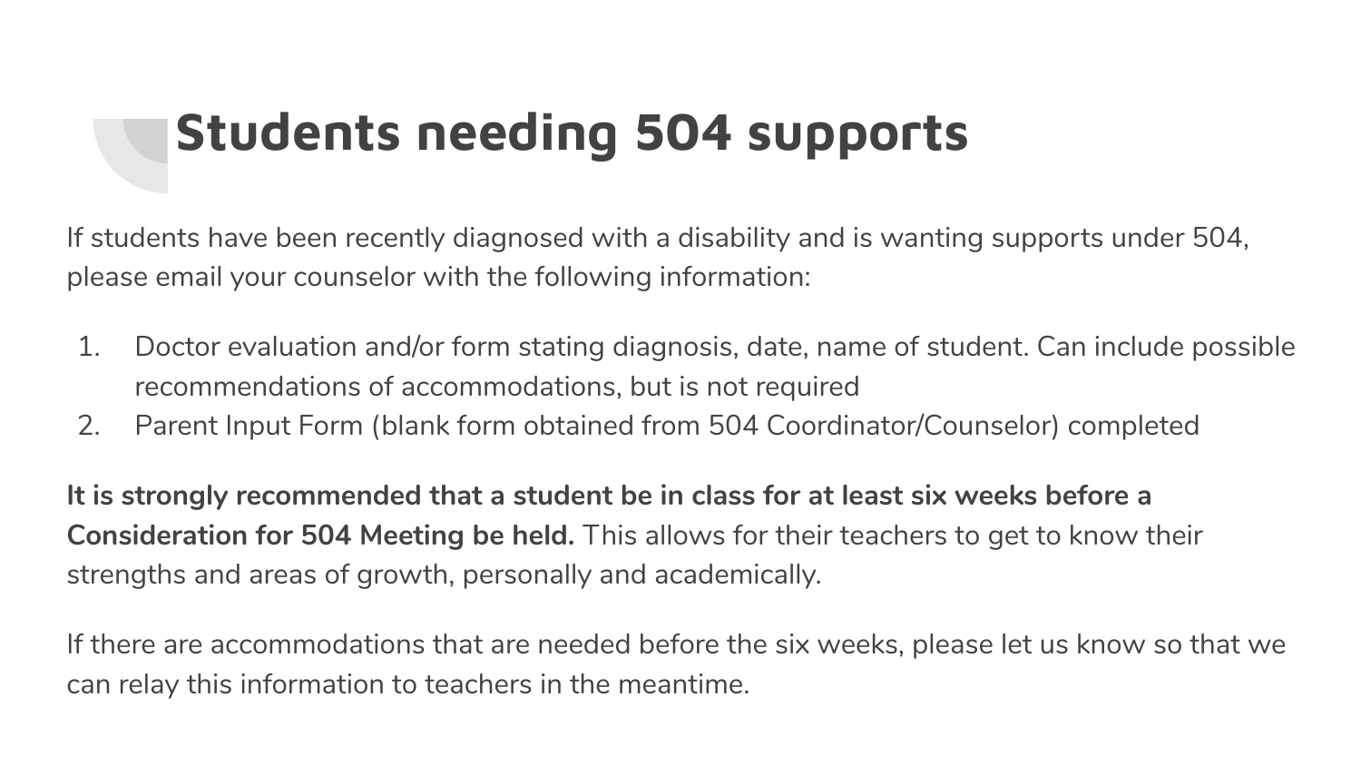# Students needing 504 supports

If students have been recently diagnosed with a disability and is wanting supports under 504, please email your counselor with the following information:

1. Doctor evaluation and/or form stating diagnosis, date, name of student. Can include possible recommendations of accommodations, but is not required
2. Parent Input Form (blank form obtained from 504 Coordinator/Counselor) completed

**It is strongly recommended that a student be in class for at least six weeks before a Consideration for 504 Meeting be held.** This allows for their teachers to get to know their strengths and areas of growth, personally and academically.

If there are accommodations that are needed before the six weeks, please let us know so that we can relay this information to teachers in the meantime.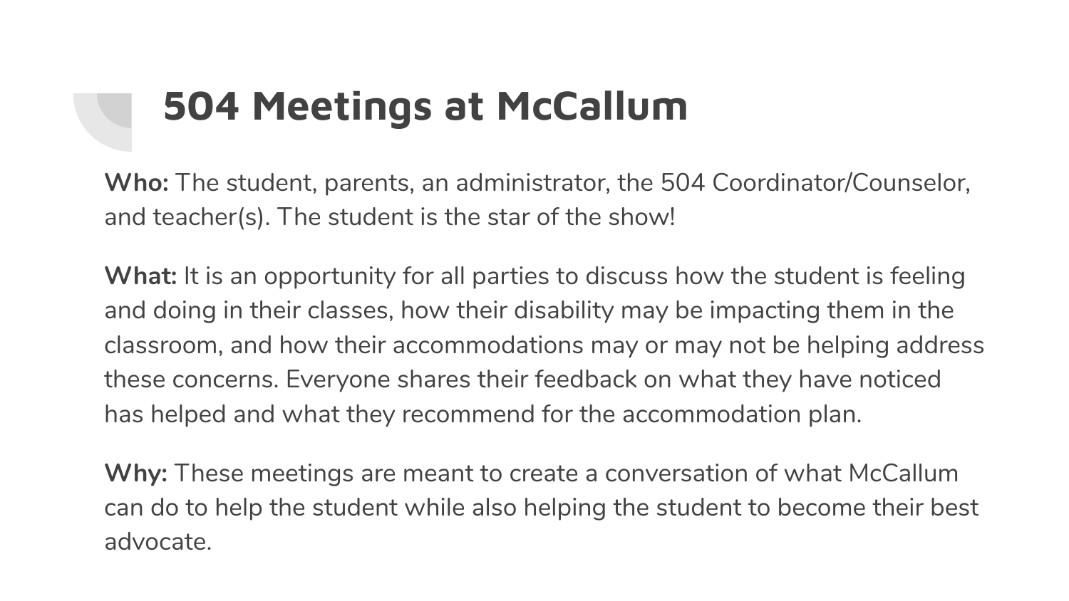# 504 Meetings at McCallum

**Who:** The student, parents, an administrator, the 504 Coordinator/Counselor, and teacher(s). The student is the star of the show!

**What:** It is an opportunity for all parties to discuss how the student is feeling and doing in their classes, how their disability may be impacting them in the classroom, and how their accommodations may or may not be helping address these concerns. Everyone shares their feedback on what they have noticed has helped and what they recommend for the accommodation plan.

**Why:** These meetings are meant to create a conversation of what McCallum can do to help the student while also helping the student to become their best advocate.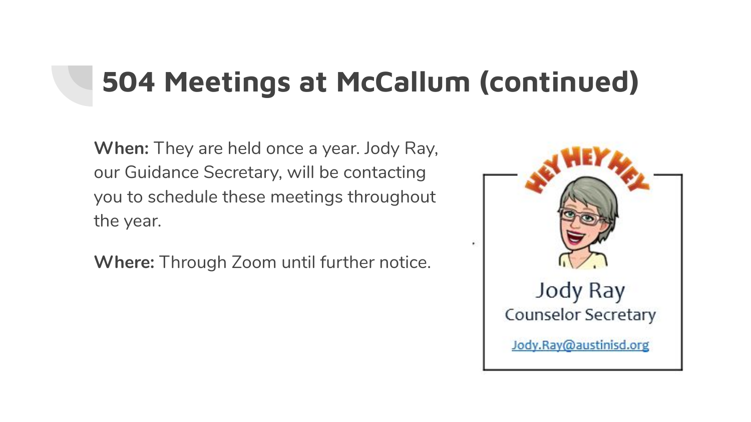# 504 Meetings at McCallum (continued)

**When:** They are held once a year. Jody Ray, our Guidance Secretary, will be contacting you to schedule these meetings throughout the year.

**Where:** Through Zoom until further notice.

HEY HEY HEY

Jody Ray
Counselor Secretary
Jody.Ray@austinisd.org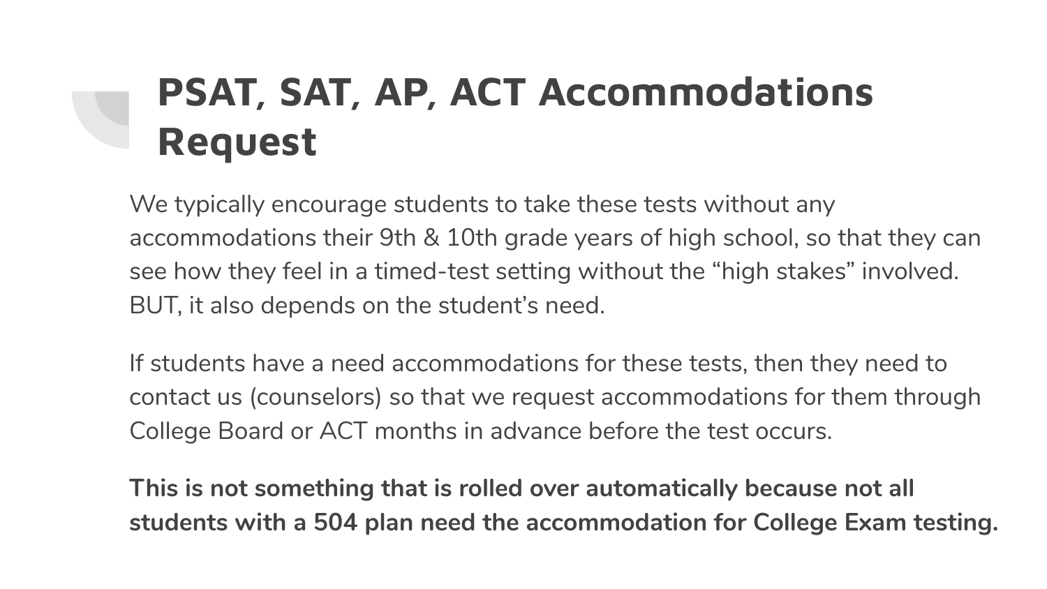# PSAT, SAT, AP, ACT Accommodations Request

We typically encourage students to take these tests without any accommodations their 9th & 10th grade years of high school, so that they can see how they feel in a timed-test setting without the "high stakes" involved. BUT, it also depends on the student's need.

If students have a need accommodations for these tests, then they need to contact us (counselors) so that we request accommodations for them through College Board or ACT months in advance before the test occurs.

**This is not something that is rolled over automatically because not all students with a 504 plan need the accommodation for College Exam testing.**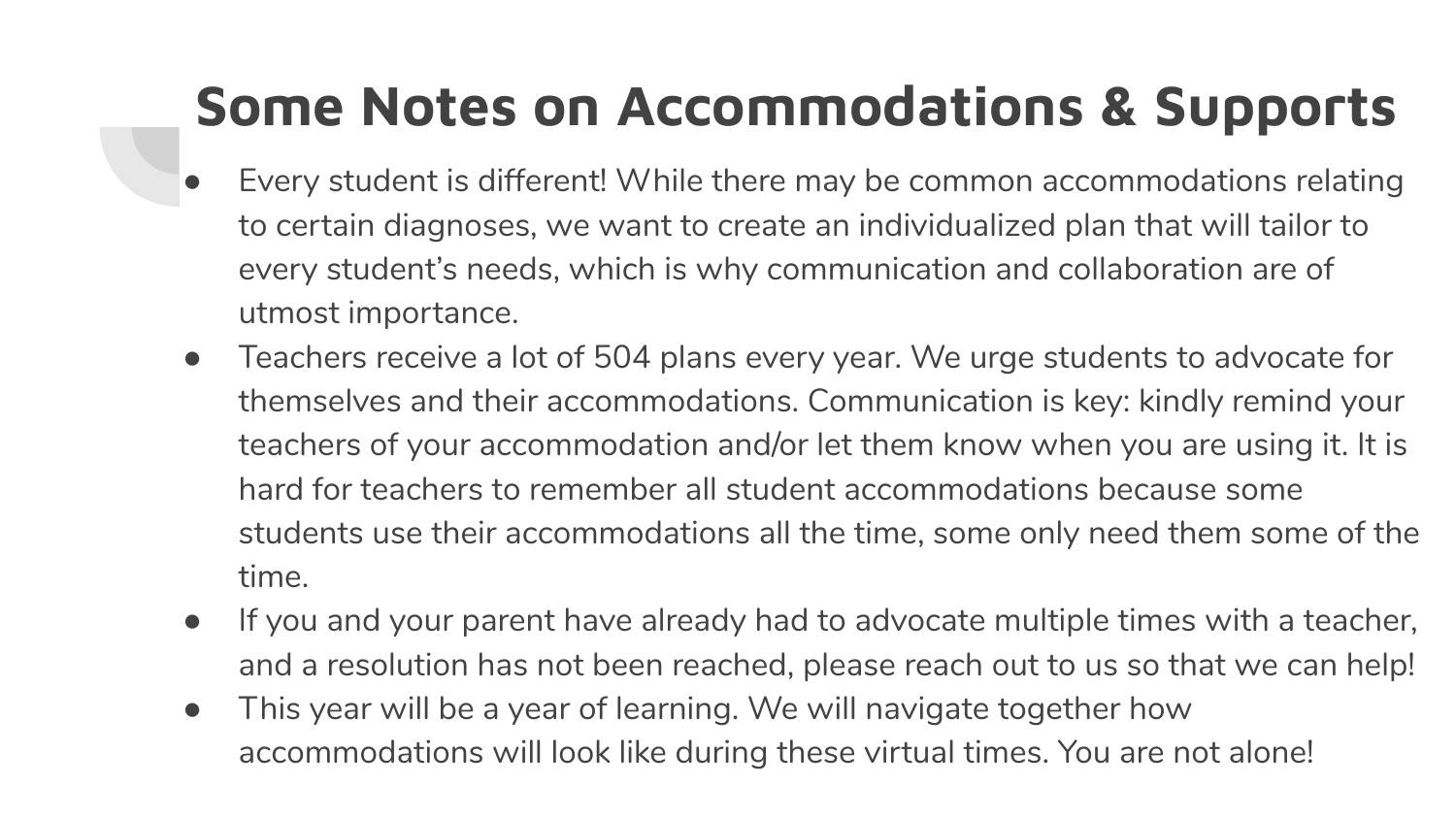# Some Notes on Accommodations & Supports

- Every student is different! While there may be common accommodations relating to certain diagnoses, we want to create an individualized plan that will tailor to every student's needs, which is why communication and collaboration are of utmost importance.
- Teachers receive a lot of 504 plans every year. We urge students to advocate for themselves and their accommodations. Communication is key: kindly remind your teachers of your accommodation and/or let them know when you are using it. It is hard for teachers to remember all student accommodations because some students use their accommodations all the time, some only need them some of the time.
- If you and your parent have already had to advocate multiple times with a teacher, and a resolution has not been reached, please reach out to us so that we can help!
- This year will be a year of learning. We will navigate together how accommodations will look like during these virtual times. You are not alone!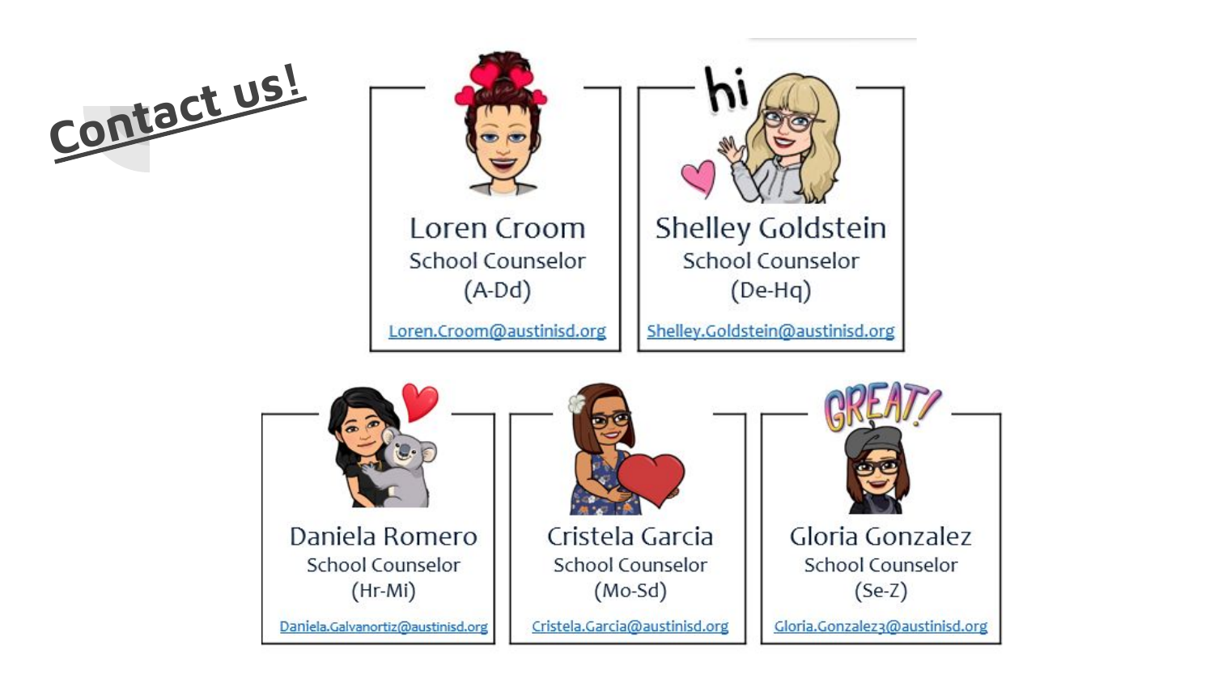# Contact us!

**Loren Croom**
School Counselor
(A-Dd)
Loren.Croom@austinisd.org

**Shelley Goldstein**
School Counselor
(De-Hq)
Shelley.Goldstein@austinisd.org

**Daniela Romero**
School Counselor
(Hr-Mi)
Daniela.Galvanortiz@austinisd.org

**Cristela Garcia**
School Counselor
(Mo-Sd)
Cristela.Garcia@austinisd.org

**Gloria Gonzalez**
School Counselor
(Se-Z)
Gloria.Gonzalez3@austinisd.org